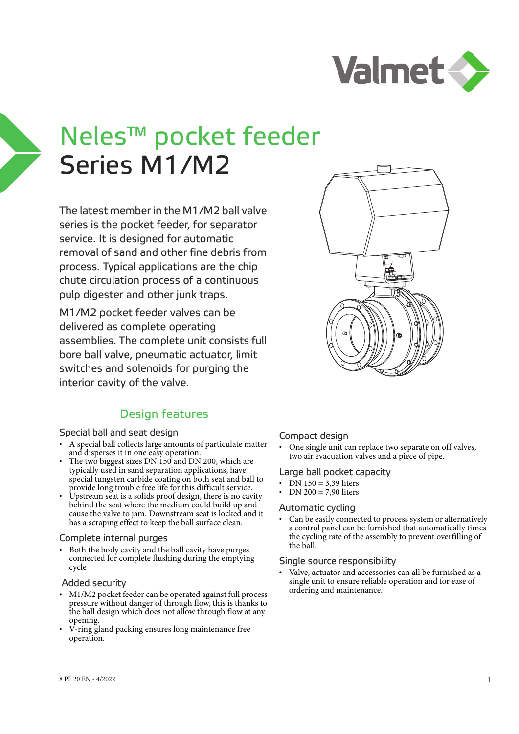# Neles™ pocket feeder
# Series M1/M2

The latest member in the M1/M2 ball valve series is the pocket feeder, for separator service. It is designed for automatic removal of sand and other fine debris from process. Typical applications are the chip chute circulation process of a continuous pulp digester and other junk traps.

M1/M2 pocket feeder valves can be delivered as complete operating assemblies. The complete unit consists full bore ball valve, pneumatic actuator, limit switches and solenoids for purging the interior cavity of the valve.

## Design features

### Special ball and seat design

- A special ball collects large amounts of particulate matter and disperses it in one easy operation.
- The two biggest sizes DN 150 and DN 200, which are typically used in sand separation applications, have special tungsten carbide coating on both seat and ball to provide long trouble free life for this difficult service.
- Upstream seat is a solids proof design, there is no cavity behind the seat where the medium could build up and cause the valve to jam. Downstream seat is locked and it has a scraping effect to keep the ball surface clean.

### Complete internal purges

- Both the body cavity and the ball cavity have purges connected for complete flushing during the emptying cycle

### Added security

- M1/M2 pocket feeder can be operated against full process pressure without danger of through flow, this is thanks to the ball design which does not allow through flow at any opening.
- V-ring gland packing ensures long maintenance free operation.

### Compact design

- One single unit can replace two separate on off valves, two air evacuation valves and a piece of pipe.

### Large ball pocket capacity

- DN 150 = 3,39 liters
- DN 200 = 7,90 liters

### Automatic cycling

- Can be easily connected to process system or alternatively a control panel can be furnished that automatically times the cycling rate of the assembly to prevent overfilling of the ball.

### Single source responsibility

- Valve, actuator and accessories can all be furnished as a single unit to ensure reliable operation and for ease of ordering and maintenance.

8 PF 20 EN - 4/2022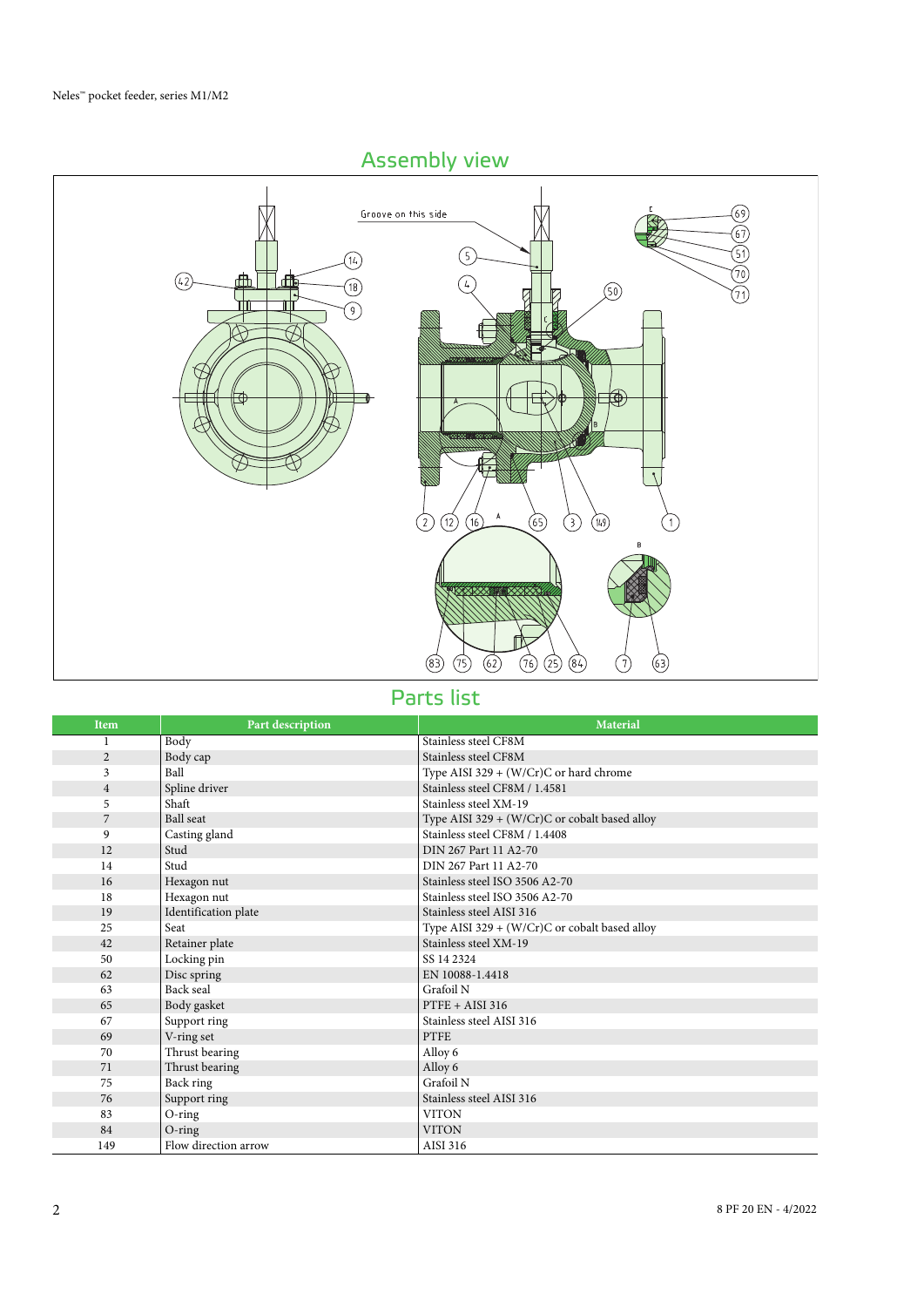## Assembly view

## Parts list

| Item | Part description | Material |
|---|---|---|
| 1 | Body | Stainless steel CF8M |
| 2 | Body cap | Stainless steel CF8M |
| 3 | Ball | Type AISI 329 + (W/Cr)C or hard chrome |
| 4 | Spline driver | Stainless steel CF8M / 1.4581 |
| 5 | Shaft | Stainless steel XM-19 |
| 7 | Ball seat | Type AISI 329 + (W/Cr)C or cobalt based alloy |
| 9 | Casting gland | Stainless steel CF8M / 1.4408 |
| 12 | Stud | DIN 267 Part 11 A2-70 |
| 14 | Stud | DIN 267 Part 11 A2-70 |
| 16 | Hexagon nut | Stainless steel ISO 3506 A2-70 |
| 18 | Hexagon nut | Stainless steel ISO 3506 A2-70 |
| 19 | Identification plate | Stainless steel AISI 316 |
| 25 | Seat | Type AISI 329 + (W/Cr)C or cobalt based alloy |
| 42 | Retainer plate | Stainless steel XM-19 |
| 50 | Locking pin | SS 14 2324 |
| 62 | Disc spring | EN 10088-1.4418 |
| 63 | Back seal | Grafoil N |
| 65 | Body gasket | PTFE + AISI 316 |
| 67 | Support ring | Stainless steel AISI 316 |
| 69 | V-ring set | PTFE |
| 70 | Thrust bearing | Alloy 6 |
| 71 | Thrust bearing | Alloy 6 |
| 75 | Back ring | Grafoil N |
| 76 | Support ring | Stainless steel AISI 316 |
| 83 | O-ring | VITON |
| 84 | O-ring | VITON |
| 149 | Flow direction arrow | AISI 316 |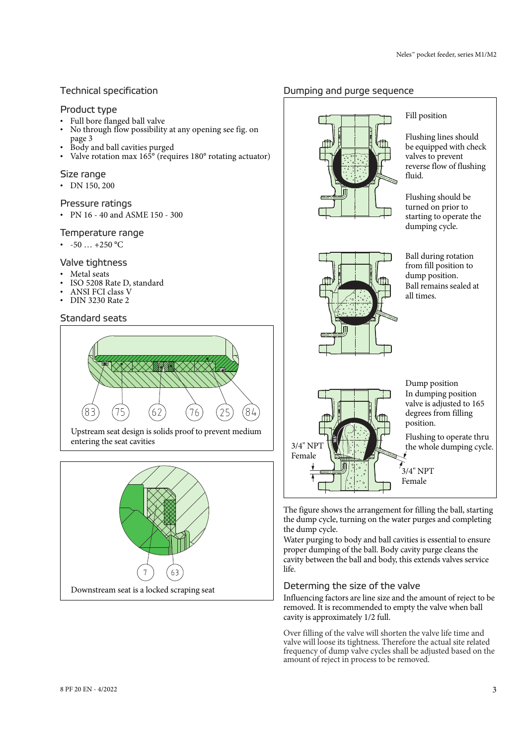## Technical specification

### Product type

- Full bore flanged ball valve
- No through flow possibility at any opening see fig. on page 3
- Body and ball cavities purged
- Valve rotation max 165° (requires 180° rotating actuator)

### Size range

- DN 150, 200

### Pressure ratings

- PN 16 - 40 and ASME 150 - 300

### Temperature range

- -50 … +250 °C

### Valve tightness

- Metal seats
- ISO 5208 Rate D, standard
- ANSI FCI class V
- DIN 3230 Rate 2

### Standard seats

83 75 62 76 25 84

Upstream seat design is solids proof to prevent medium entering the seat cavities

7 63

Downstream seat is a locked scraping seat

## Dumping and purge sequence

Fill position

Flushing lines should be equipped with check valves to prevent reverse flow of flushing fluid.

Flushing should be turned on prior to starting to operate the dumping cycle.

Ball during rotation from fill position to dump position. Ball remains sealed at all times.

Dump position
In dumping position valve is adjusted to 165 degrees from filling position.

Flushing to operate thru the whole dumping cycle.

3/4" NPT Female

3/4" NPT Female

The figure shows the arrangement for filling the ball, starting the dump cycle, turning on the water purges and completing the dump cycle.
Water purging to body and ball cavities is essential to ensure proper dumping of the ball. Body cavity purge cleans the cavity between the ball and body, this extends valves service life.

## Determing the size of the valve

Influencing factors are line size and the amount of reject to be removed. It is recommended to empty the valve when ball cavity is approximately 1/2 full.

Over filling of the valve will shorten the valve life time and valve will loose its tightness. Therefore the actual site related frequency of dump valve cycles shall be adjusted based on the amount of reject in process to be removed.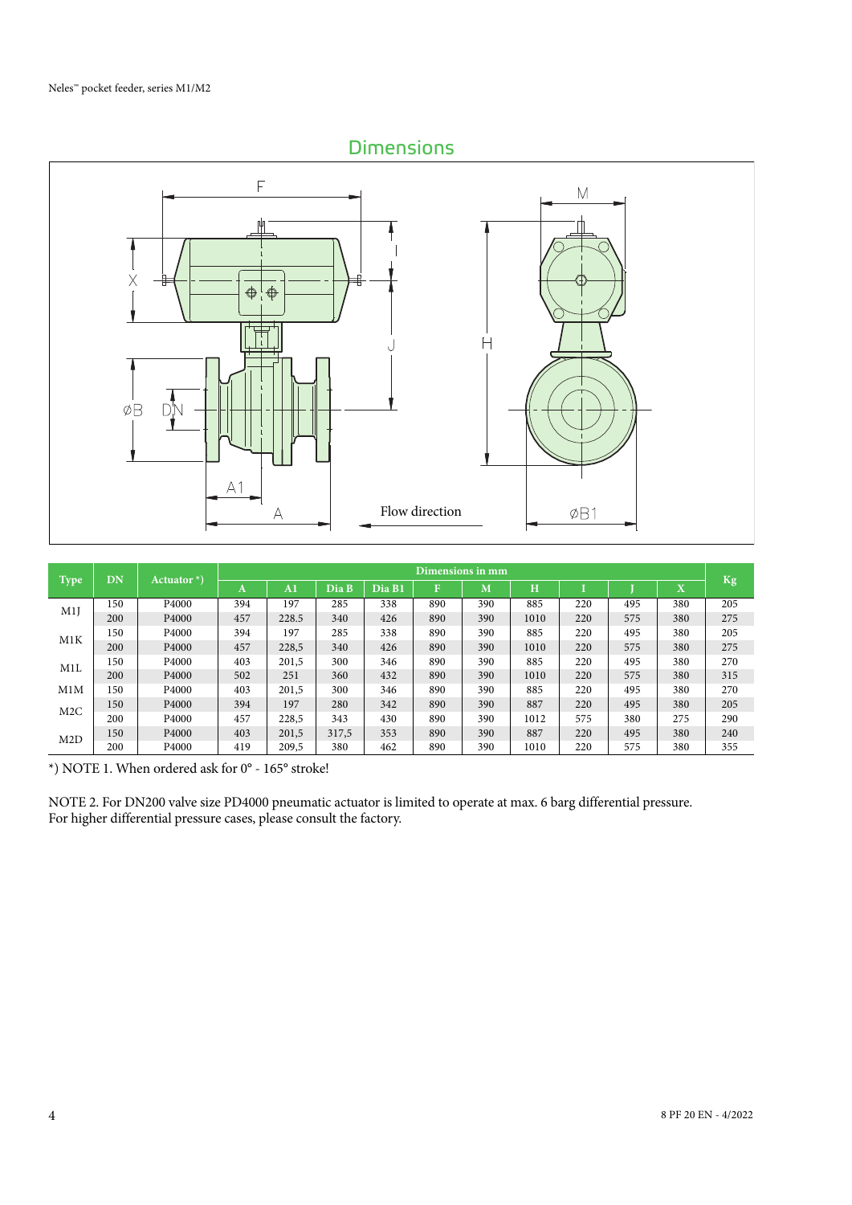## Dimensions

Flow direction

| Type | DN | Actuator *) | Dimensions in mm | | | | | | | | | | Kg |
|---|---|---|---|---|---|---|---|---|---|---|---|---|---|
| | | | A | A1 | Dia B | Dia B1 | F | M | H | I | J | X | |
| M1J | 150 | P4000 | 394 | 197 | 285 | 338 | 890 | 390 | 885 | 220 | 495 | 380 | 205 |
| | 200 | P4000 | 457 | 228.5 | 340 | 426 | 890 | 390 | 1010 | 220 | 575 | 380 | 275 |
| M1K | 150 | P4000 | 394 | 197 | 285 | 338 | 890 | 390 | 885 | 220 | 495 | 380 | 205 |
| | 200 | P4000 | 457 | 228,5 | 340 | 426 | 890 | 390 | 1010 | 220 | 575 | 380 | 275 |
| M1L | 150 | P4000 | 403 | 201,5 | 300 | 346 | 890 | 390 | 885 | 220 | 495 | 380 | 270 |
| | 200 | P4000 | 502 | 251 | 360 | 432 | 890 | 390 | 1010 | 220 | 575 | 380 | 315 |
| M1M | 150 | P4000 | 403 | 201,5 | 300 | 346 | 890 | 390 | 885 | 220 | 495 | 380 | 270 |
| M2C | 150 | P4000 | 394 | 197 | 280 | 342 | 890 | 390 | 887 | 220 | 495 | 380 | 205 |
| | 200 | P4000 | 457 | 228,5 | 343 | 430 | 890 | 390 | 1012 | 575 | 380 | 275 | 290 |
| M2D | 150 | P4000 | 403 | 201,5 | 317,5 | 353 | 890 | 390 | 887 | 220 | 495 | 380 | 240 |
| | 200 | P4000 | 419 | 209,5 | 380 | 462 | 890 | 390 | 1010 | 220 | 575 | 380 | 355 |

*) NOTE 1. When ordered ask for 0° - 165° stroke!

NOTE 2. For DN200 valve size PD4000 pneumatic actuator is limited to operate at max. 6 barg differential pressure. For higher differential pressure cases, please consult the factory.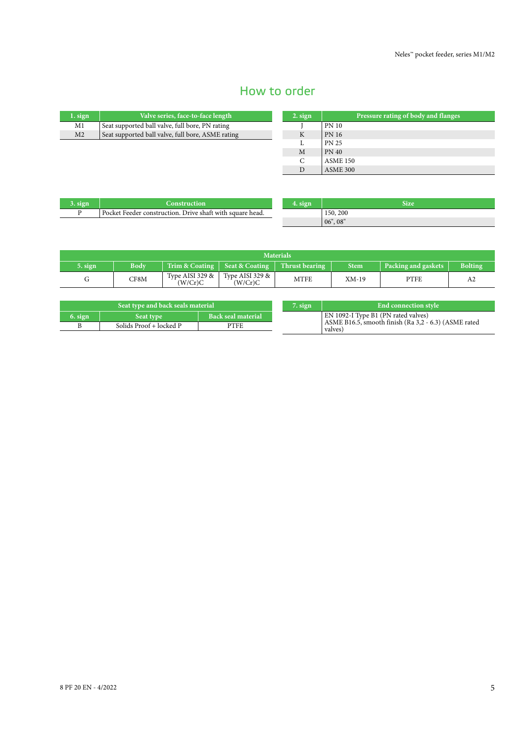## How to order

| 1. sign | Valve series, face-to-face length |
|---|---|
| M1 | Seat supported ball valve, full bore, PN rating |
| M2 | Seat supported ball valve, full bore, ASME rating |

| 2. sign | Pressure rating of body and flanges |
|---|---|
| J | PN 10 |
| K | PN 16 |
| L | PN 25 |
| M | PN 40 |
| C | ASME 150 |
| D | ASME 300 |

| 3. sign | Construction |
|---|---|
| P | Pocket Feeder construction. Drive shaft with square head. |

| 4. sign | Size |
|---|---|
| | 150, 200 |
| | 06", 08" |

| Materials | | | | | | | |
|---|---|---|---|---|---|---|---|
| 5. sign | Body | Trim & Coating | Seat & Coating | Thrust bearing | Stem | Packing and gaskets | Bolting |
| G | CF8M | Type AISI 329 & (W/Cr)C | Type AISI 329 & (W/Cr)C | MTFE | XM-19 | PTFE | A2 |

| Seat type and back seals material | | |
|---|---|---|
| 6. sign | Seat type | Back seal material |
| B | Solids Proof + locked P | PTFE |

| 7. sign | End connection style |
|---|---|
| | EN 1092-1 Type B1 (PN rated valves)<br>ASME B16.5, smooth finish (Ra 3,2 - 6.3) (ASME rated valves) |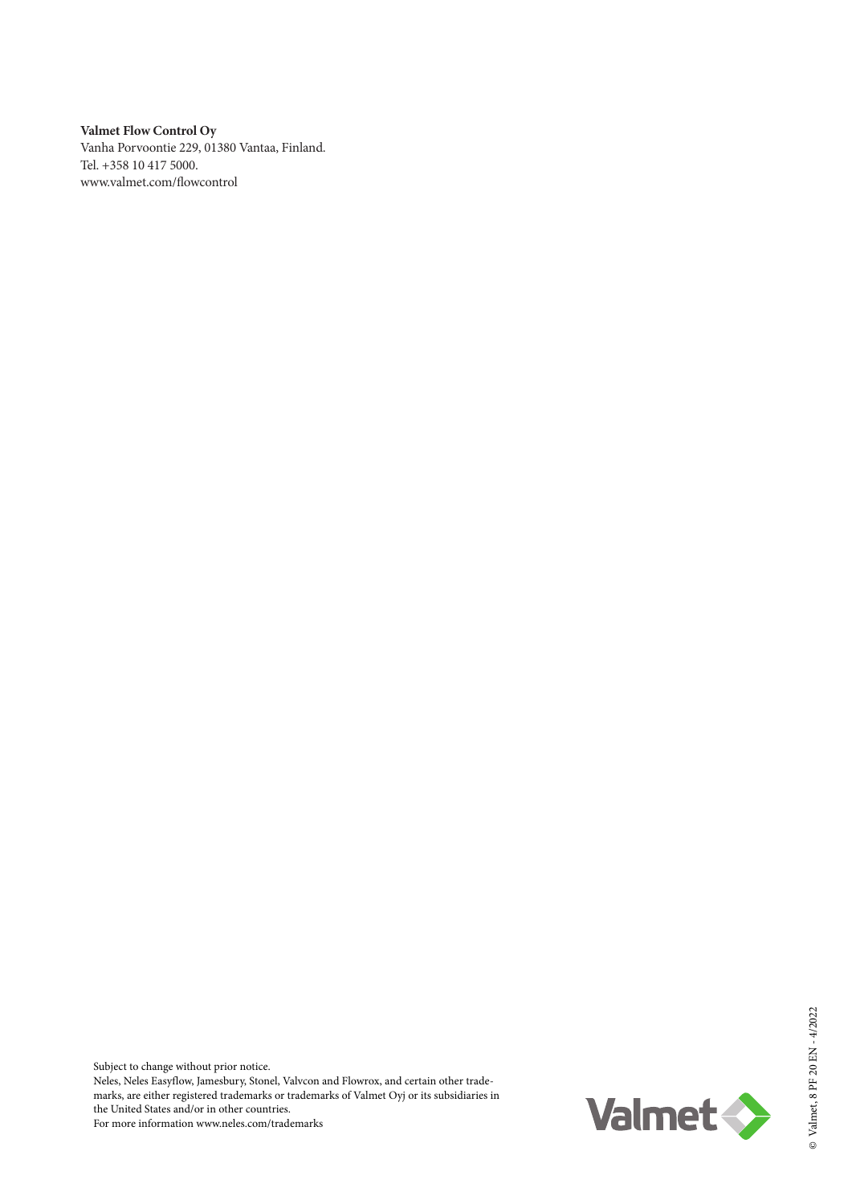**Valmet Flow Control Oy**
Vanha Porvoontie 229, 01380 Vantaa, Finland.
Tel. +358 10 417 5000.
www.valmet.com/flowcontrol

Subject to change without prior notice.
Neles, Neles Easyflow, Jamesbury, Stonel, Valvcon and Flowrox, and certain other trademarks, are either registered trademarks or trademarks of Valmet Oyj or its subsidiaries in the United States and/or in other countries.
For more information www.neles.com/trademarks

© Valmet, 8 PF 20 EN - 4/2022